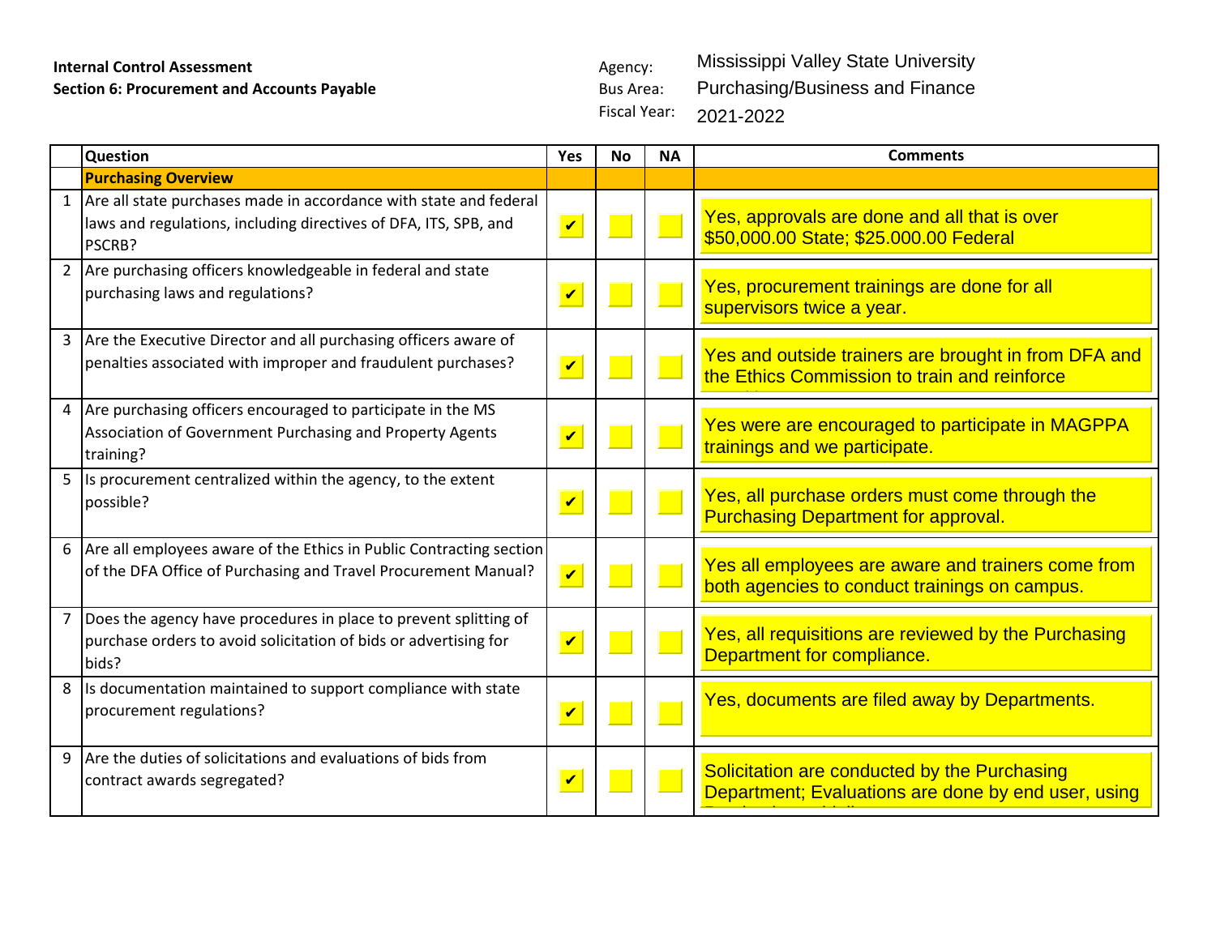**Internal Control Assessment**
**Section 6: Procurement and Accounts Payable**

Agency: Mississippi Valley State University
Bus Area: Purchasing/Business and Finance
Fiscal Year: 2021-2022

| | Question | Yes | No | NA | Comments |
|---|---|---|---|---|---|
| | **Purchasing Overview** | | | | |
| 1 | Are all state purchases made in accordance with state and federal laws and regulations, including directives of DFA, ITS, SPB, and PSCRB? | ✔ | | | Yes, approvals are done and all that is over $50,000.00 State; $25.000.00 Federal |
| 2 | Are purchasing officers knowledgeable in federal and state purchasing laws and regulations? | ✔ | | | Yes, procurement trainings are done for all supervisors twice a year. |
| 3 | Are the Executive Director and all purchasing officers aware of penalties associated with improper and fraudulent purchases? | ✔ | | | Yes and outside trainers are brought in from DFA and the Ethics Commission to train and reinforce |
| 4 | Are purchasing officers encouraged to participate in the MS Association of Government Purchasing and Property Agents training? | ✔ | | | Yes were are encouraged to participate in MAGPPA trainings and we participate. |
| 5 | Is procurement centralized within the agency, to the extent possible? | ✔ | | | Yes, all purchase orders must come through the Purchasing Department for approval. |
| 6 | Are all employees aware of the Ethics in Public Contracting section of the DFA Office of Purchasing and Travel Procurement Manual? | ✔ | | | Yes all employees are aware and trainers come from both agencies to conduct trainings on campus. |
| 7 | Does the agency have procedures in place to prevent splitting of purchase orders to avoid solicitation of bids or advertising for bids? | ✔ | | | Yes, all requisitions are reviewed by the Purchasing Department for compliance. |
| 8 | Is documentation maintained to support compliance with state procurement regulations? | ✔ | | | Yes, documents are filed away by Departments. |
| 9 | Are the duties of solicitations and evaluations of bids from contract awards segregated? | ✔ | | | Solicitation are conducted by the Purchasing Department; Evaluations are done by end user, using |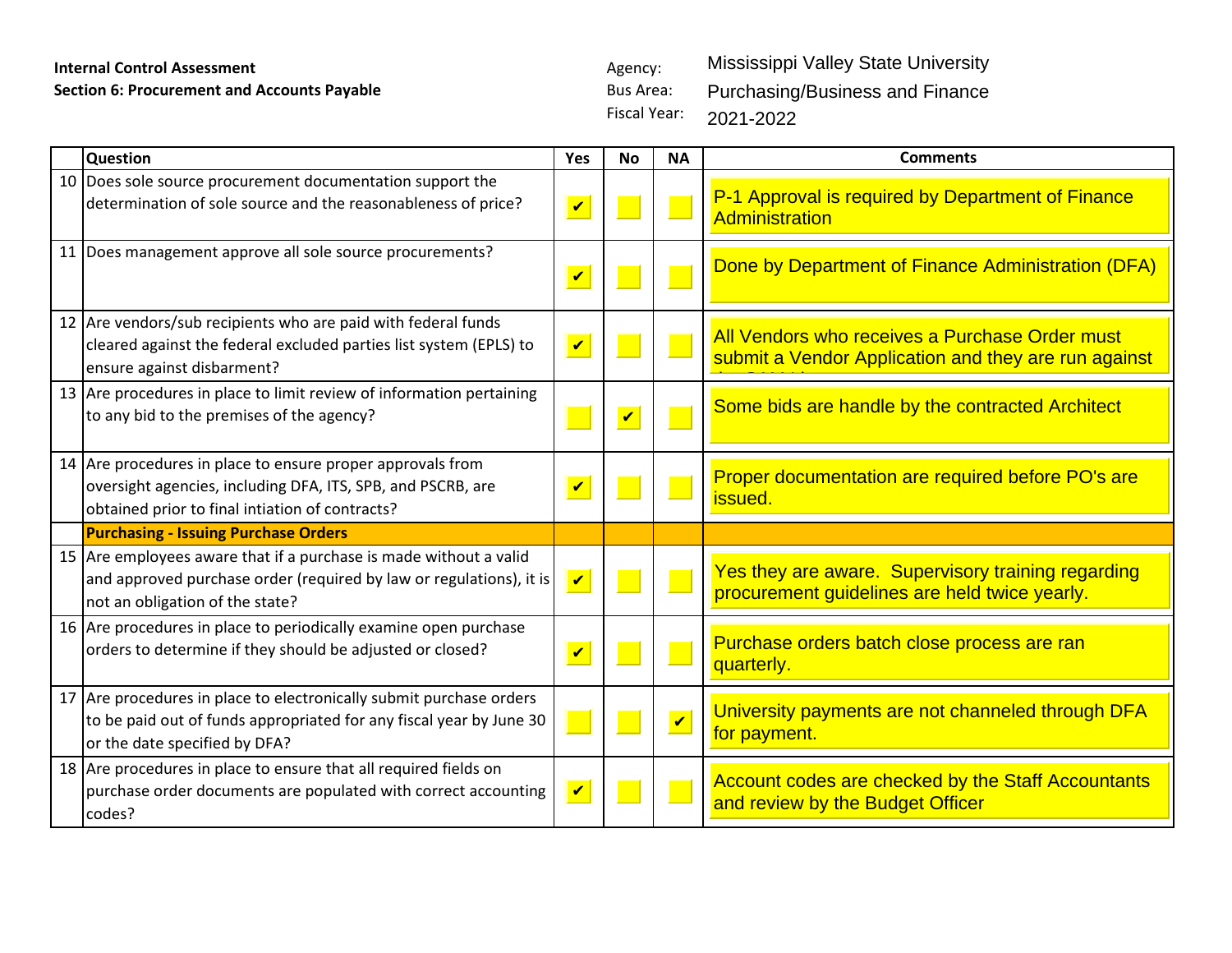**Internal Control Assessment**
**Section 6: Procurement and Accounts Payable**

Agency: Mississippi Valley State University
Bus Area: Purchasing/Business and Finance
Fiscal Year: 2021-2022

| | Question | Yes | No | NA | Comments |
|---|---|---|---|---|---|
| 10 | Does sole source procurement documentation support the determination of sole source and the reasonableness of price? | ✔ | | | P-1 Approval is required by Department of Finance Administration |
| 11 | Does management approve all sole source procurements? | ✔ | | | Done by Department of Finance Administration (DFA) |
| 12 | Are vendors/sub recipients who are paid with federal funds cleared against the federal excluded parties list system (EPLS) to ensure against disbarment? | ✔ | | | All Vendors who receives a Purchase Order must submit a Vendor Application and they are run against |
| 13 | Are procedures in place to limit review of information pertaining to any bid to the premises of the agency? | | ✔ | | Some bids are handle by the contracted Architect |
| 14 | Are procedures in place to ensure proper approvals from oversight agencies, including DFA, ITS, SPB, and PSCRB, are obtained prior to final intiation of contracts? | ✔ | | | Proper documentation are required before PO's are issued. |
| | **Purchasing - Issuing Purchase Orders** | | | | |
| 15 | Are employees aware that if a purchase is made without a valid and approved purchase order (required by law or regulations), it is not an obligation of the state? | ✔ | | | Yes they are aware. Supervisory training regarding procurement guidelines are held twice yearly. |
| 16 | Are procedures in place to periodically examine open purchase orders to determine if they should be adjusted or closed? | ✔ | | | Purchase orders batch close process are ran quarterly. |
| 17 | Are procedures in place to electronically submit purchase orders to be paid out of funds appropriated for any fiscal year by June 30 or the date specified by DFA? | | | ✔ | University payments are not channeled through DFA for payment. |
| 18 | Are procedures in place to ensure that all required fields on purchase order documents are populated with correct accounting codes? | ✔ | | | Account codes are checked by the Staff Accountants and review by the Budget Officer |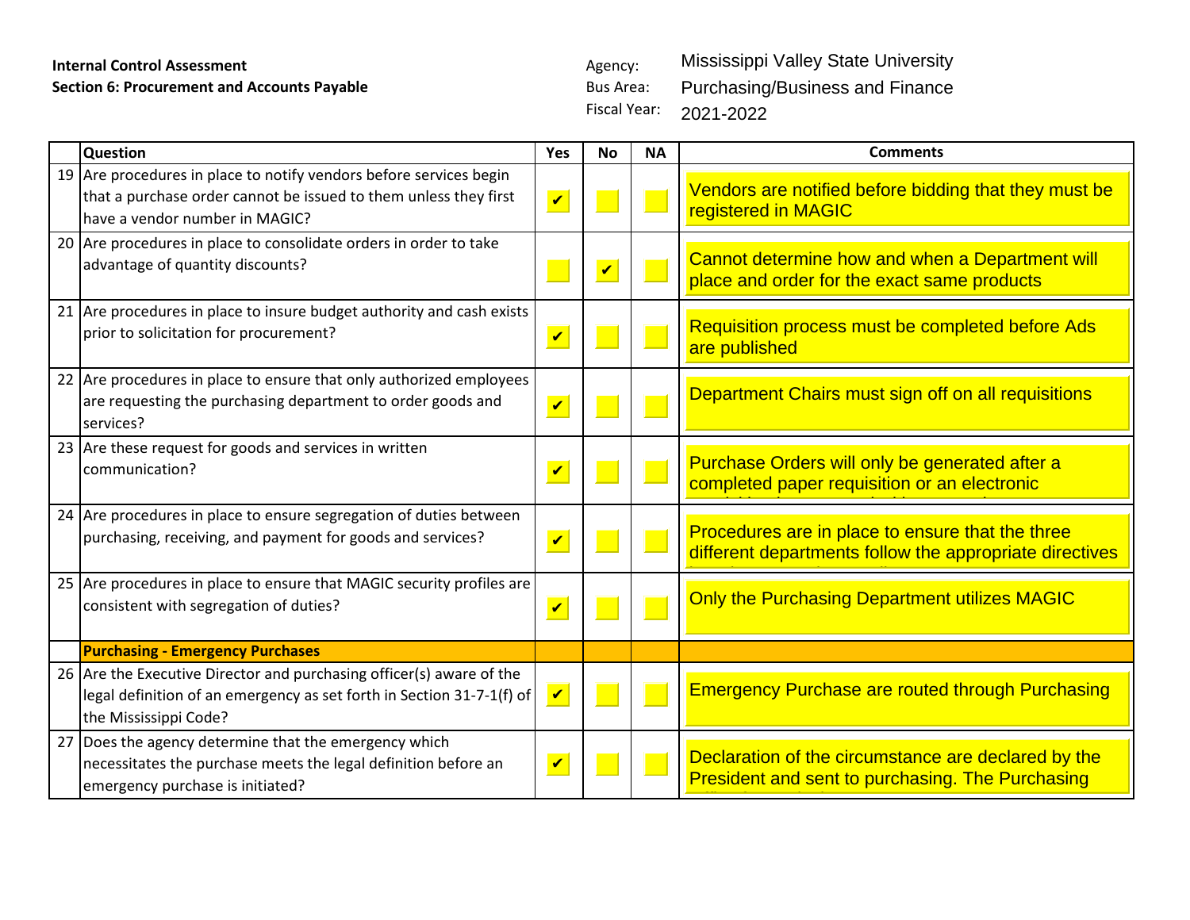**Internal Control Assessment**
**Section 6: Procurement and Accounts Payable**

Agency: Mississippi Valley State University
Bus Area: Purchasing/Business and Finance
Fiscal Year: 2021-2022

| | Question | Yes | No | NA | Comments |
|---|---|---|---|---|---|
| 19 | Are procedures in place to notify vendors before services begin that a purchase order cannot be issued to them unless they first have a vendor number in MAGIC? | ✔ | | | Vendors are notified before bidding that they must be registered in MAGIC |
| 20 | Are procedures in place to consolidate orders in order to take advantage of quantity discounts? | | ✔ | | Cannot determine how and when a Department will place and order for the exact same products |
| 21 | Are procedures in place to insure budget authority and cash exists prior to solicitation for procurement? | ✔ | | | Requisition process must be completed before Ads are published |
| 22 | Are procedures in place to ensure that only authorized employees are requesting the purchasing department to order goods and services? | ✔ | | | Department Chairs must sign off on all requisitions |
| 23 | Are these request for goods and services in written communication? | ✔ | | | Purchase Orders will only be generated after a completed paper requisition or an electronic |
| 24 | Are procedures in place to ensure segregation of duties between purchasing, receiving, and payment for goods and services? | ✔ | | | Procedures are in place to ensure that the three different departments follow the appropriate directives |
| 25 | Are procedures in place to ensure that MAGIC security profiles are consistent with segregation of duties? | ✔ | | | Only the Purchasing Department utilizes MAGIC |
| | **Purchasing - Emergency Purchases** | | | | |
| 26 | Are the Executive Director and purchasing officer(s) aware of the legal definition of an emergency as set forth in Section 31-7-1(f) of the Mississippi Code? | ✔ | | | Emergency Purchase are routed through Purchasing |
| 27 | Does the agency determine that the emergency which necessitates the purchase meets the legal definition before an emergency purchase is initiated? | ✔ | | | Declaration of the circumstance are declared by the President and sent to purchasing. The Purchasing |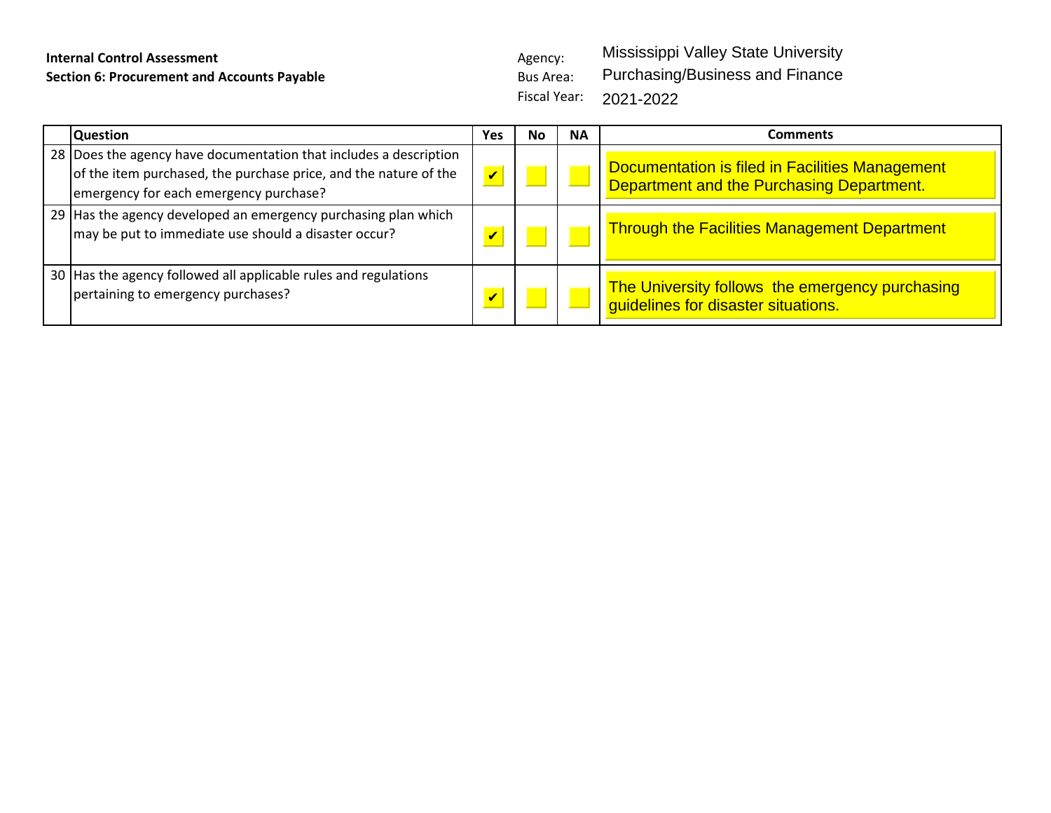**Internal Control Assessment**
**Section 6: Procurement and Accounts Payable**

Agency: Mississippi Valley State University
Bus Area: Purchasing/Business and Finance
Fiscal Year: 2021-2022

| | Question | Yes | No | NA | Comments |
|---|---|---|---|---|---|
| 28 | Does the agency have documentation that includes a description of the item purchased, the purchase price, and the nature of the emergency for each emergency purchase? | ✔ | | | Documentation is filed in Facilities Management Department and the Purchasing Department. |
| 29 | Has the agency developed an emergency purchasing plan which may be put to immediate use should a disaster occur? | ✔ | | | Through the Facilities Management Department |
| 30 | Has the agency followed all applicable rules and regulations pertaining to emergency purchases? | ✔ | | | The University follows the emergency purchasing guidelines for disaster situations. |